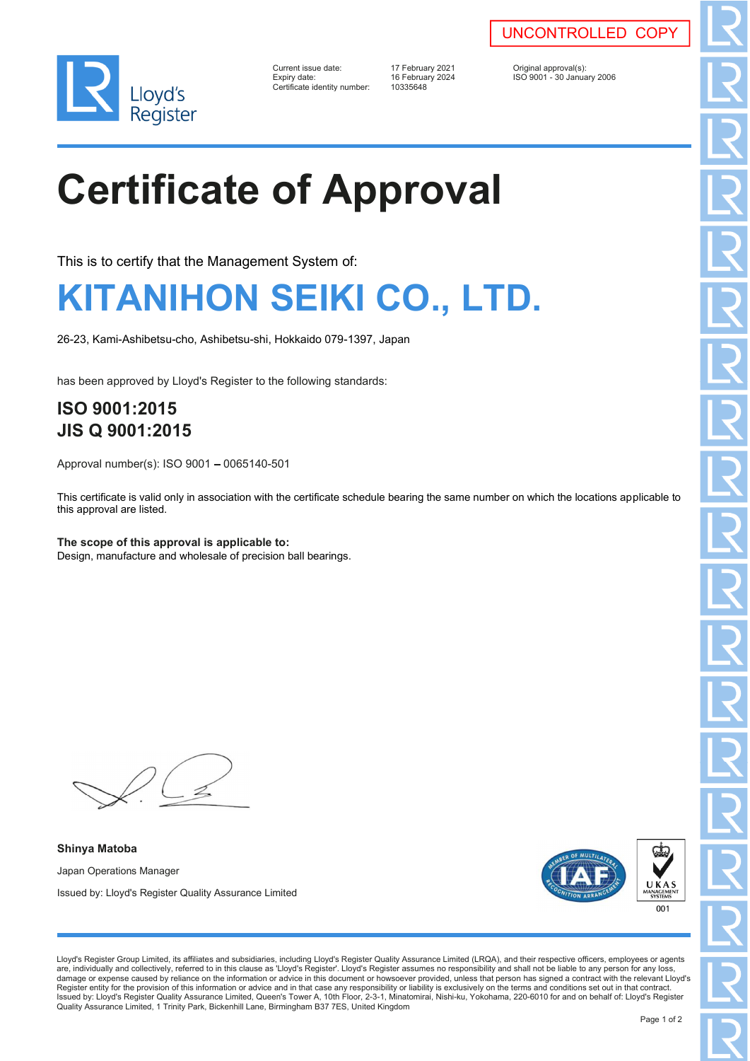UNCONTROLLED COPY

Lloyd's Register

| | |
|---|---|
| Current issue date: | 17 February 2021 |
| Expiry date: | 16 February 2024 |
| Certificate identity number: | 10335648 |

Original approval(s):
ISO 9001 - 30 January 2006

# Certificate of Approval

This is to certify that the Management System of:

# KITANIHON SEIKI CO., LTD.

26-23, Kami-Ashibetsu-cho, Ashibetsu-shi, Hokkaido 079-1397, Japan

has been approved by Lloyd's Register to the following standards:

## ISO 9001:2015
## JIS Q 9001:2015

Approval number(s): ISO 9001 – 0065140-501

This certificate is valid only in association with the certificate schedule bearing the same number on which the locations applicable to this approval are listed.

**The scope of this approval is applicable to:**
Design, manufacture and wholesale of precision ball bearings.

**Shinya Matoba**

Japan Operations Manager

Issued by: Lloyd's Register Quality Assurance Limited

001

Lloyd's Register Group Limited, its affiliates and subsidiaries, including Lloyd's Register Quality Assurance Limited (LRQA), and their respective officers, employees or agents are, individually and collectively, referred to in this clause as 'Lloyd's Register'. Lloyd's Register assumes no responsibility and shall not be liable to any person for any loss, damage or expense caused by reliance on the information or advice in this document or howsoever provided, unless that person has signed a contract with the relevant Lloyd's Register entity for the provision of this information or advice and in that case any responsibility or liability is exclusively on the terms and conditions set out in that contract.
Issued by: Lloyd's Register Quality Assurance Limited, Queen's Tower A, 10th Floor, 2-3-1, Minatomirai, Nishi-ku, Yokohama, 220-6010 for and on behalf of: Lloyd's Register Quality Assurance Limited, 1 Trinity Park, Bickenhill Lane, Birmingham B37 7ES, United Kingdom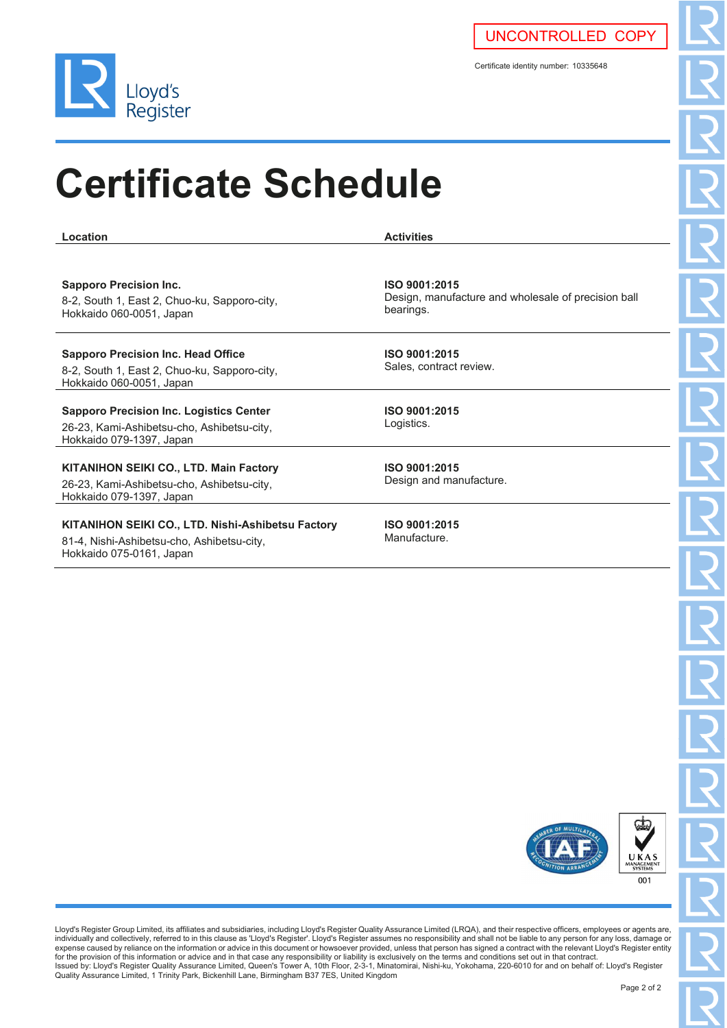UNCONTROLLED COPY

Certificate identity number: 10335648

Lloyd's Register

# Certificate Schedule

| Location | Activities |
| --- | --- |
| **Sapporo Precision Inc.**<br>8-2, South 1, East 2, Chuo-ku, Sapporo-city, Hokkaido 060-0051, Japan | **ISO 9001:2015**<br>Design, manufacture and wholesale of precision ball bearings. |
| **Sapporo Precision Inc. Head Office**<br>8-2, South 1, East 2, Chuo-ku, Sapporo-city, Hokkaido 060-0051, Japan | **ISO 9001:2015**<br>Sales, contract review. |
| **Sapporo Precision Inc. Logistics Center**<br>26-23, Kami-Ashibetsu-cho, Ashibetsu-city, Hokkaido 079-1397, Japan | **ISO 9001:2015**<br>Logistics. |
| **KITANIHON SEIKI CO., LTD. Main Factory**<br>26-23, Kami-Ashibetsu-cho, Ashibetsu-city, Hokkaido 079-1397, Japan | **ISO 9001:2015**<br>Design and manufacture. |
| **KITANIHON SEIKI CO., LTD. Nishi-Ashibetsu Factory**<br>81-4, Nishi-Ashibetsu-cho, Ashibetsu-city, Hokkaido 075-0161, Japan | **ISO 9001:2015**<br>Manufacture. |

UKAS MANAGEMENT SYSTEMS 001

Lloyd's Register Group Limited, its affiliates and subsidiaries, including Lloyd's Register Quality Assurance Limited (LRQA), and their respective officers, employees or agents are, individually and collectively, referred to in this clause as 'Lloyd's Register'. Lloyd's Register assumes no responsibility and shall not be liable to any person for any loss, damage or expense caused by reliance on the information or advice in this document or howsoever provided, unless that person has signed a contract with the relevant Lloyd's Register entity for the provision of this information or advice and in that case any responsibility or liability is exclusively on the terms and conditions set out in that contract.
Issued by: Lloyd's Register Quality Assurance Limited, Queen's Tower A, 10th Floor, 2-3-1, Minatomirai, Nishi-ku, Yokohama, 220-6010 for and on behalf of: Lloyd's Register Quality Assurance Limited, 1 Trinity Park, Bickenhill Lane, Birmingham B37 7ES, United Kingdom